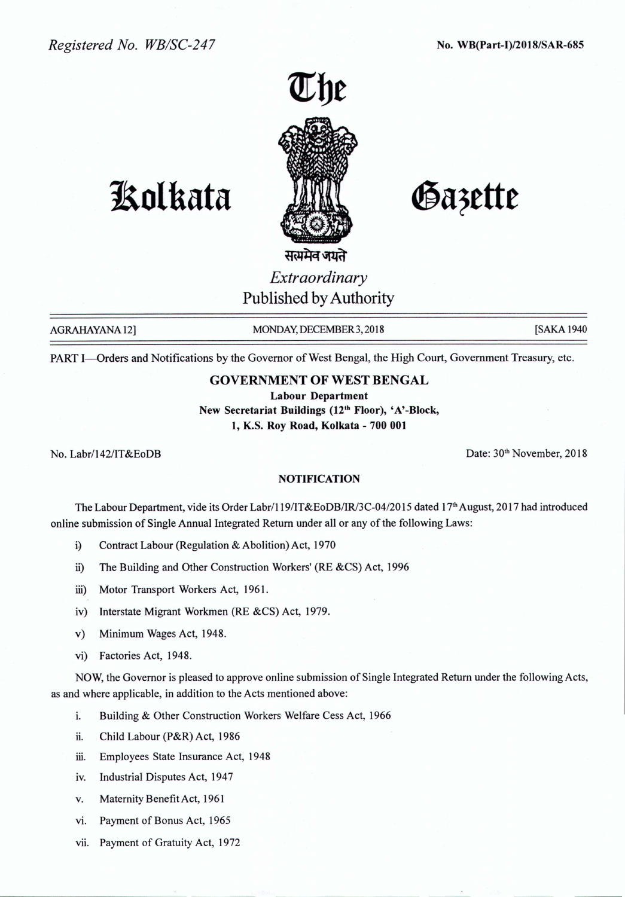*Registered No. WB/SC-247*

**No. WB(Part-I)/2018/SAR-685**

# The Kolkata Gazette

सत्यमेव जयते

*Extraordinary*

Published by Authority

AGRAHAYANA 12] MONDAY, DECEMBER 3, 2018 [SAKA 1940

PART I—Orders and Notifications by the Governor of West Bengal, the High Court, Government Treasury, etc.

## GOVERNMENT OF WEST BENGAL

**Labour Department**

**New Secretariat Buildings (12th Floor), 'A'-Block,**

**1, K.S. Roy Road, Kolkata - 700 001**

No. Labr/142/IT&EoDB

Date: 30th November, 2018

### NOTIFICATION

The Labour Department, vide its Order Labr/119/IT&EoDB/IR/3C-04/2015 dated 17th August, 2017 had introduced online submission of Single Annual Integrated Return under all or any of the following Laws:

i) Contract Labour (Regulation & Abolition) Act, 1970

ii) The Building and Other Construction Workers' (RE &CS) Act, 1996

iii) Motor Transport Workers Act, 1961.

iv) Interstate Migrant Workmen (RE &CS) Act, 1979.

v) Minimum Wages Act, 1948.

vi) Factories Act, 1948.

NOW, the Governor is pleased to approve online submission of Single Integrated Return under the following Acts, as and where applicable, in addition to the Acts mentioned above:

i. Building & Other Construction Workers Welfare Cess Act, 1966

ii. Child Labour (P&R) Act, 1986

iii. Employees State Insurance Act, 1948

iv. Industrial Disputes Act, 1947

v. Maternity Benefit Act, 1961

vi. Payment of Bonus Act, 1965

vii. Payment of Gratuity Act, 1972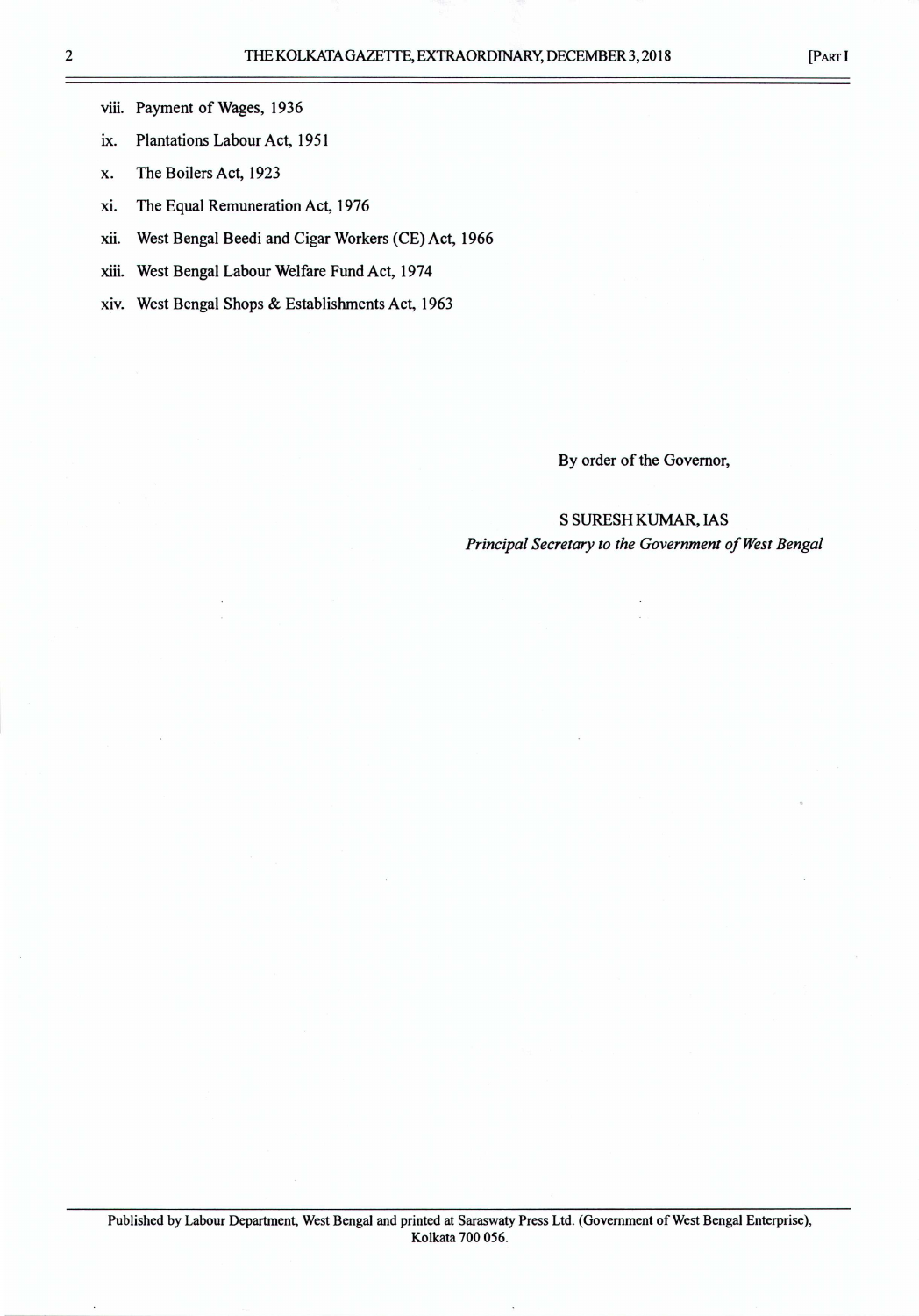viii. Payment of Wages, 1936

ix. Plantations Labour Act, 1951

x. The Boilers Act, 1923

xi. The Equal Remuneration Act, 1976

xii. West Bengal Beedi and Cigar Workers (CE) Act, 1966

xiii. West Bengal Labour Welfare Fund Act, 1974

xiv. West Bengal Shops & Establishments Act, 1963

By order of the Governor,

S SURESH KUMAR, IAS
*Principal Secretary to the Government of West Bengal*

Published by Labour Department, West Bengal and printed at Saraswaty Press Ltd. (Government of West Bengal Enterprise), Kolkata 700 056.